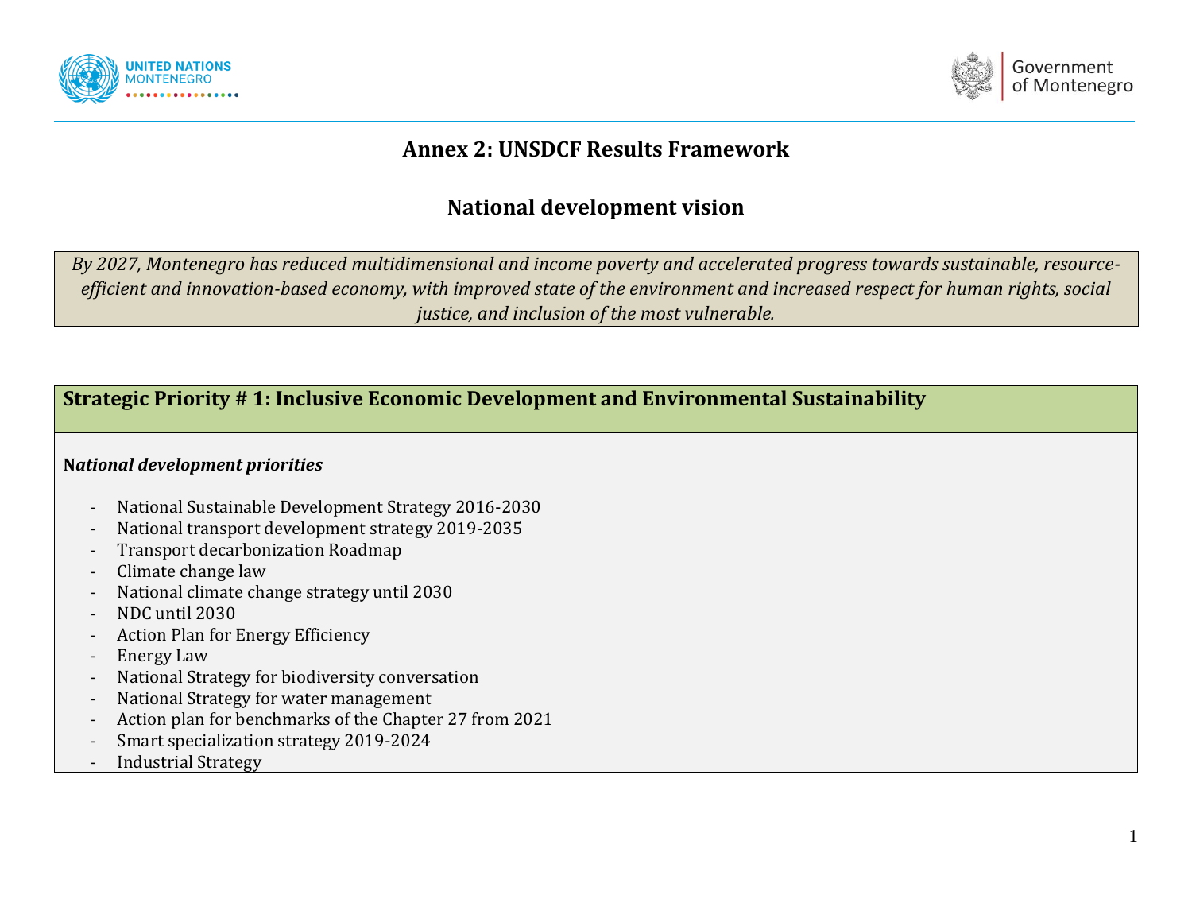# Annex 2: UNSDCF Results Framework

## National development vision

*By 2027, Montenegro has reduced multidimensional and income poverty and accelerated progress towards sustainable, resource-efficient and innovation-based economy, with improved state of the environment and increased respect for human rights, social justice, and inclusion of the most vulnerable.*

## Strategic Priority # 1: Inclusive Economic Development and Environmental Sustainability

***National development priorities***

- National Sustainable Development Strategy 2016-2030
- National transport development strategy 2019-2035
- Transport decarbonization Roadmap
- Climate change law
- National climate change strategy until 2030
- NDC until 2030
- Action Plan for Energy Efficiency
- Energy Law
- National Strategy for biodiversity conversation
- National Strategy for water management
- Action plan for benchmarks of the Chapter 27 from 2021
- Smart specialization strategy 2019-2024
- Industrial Strategy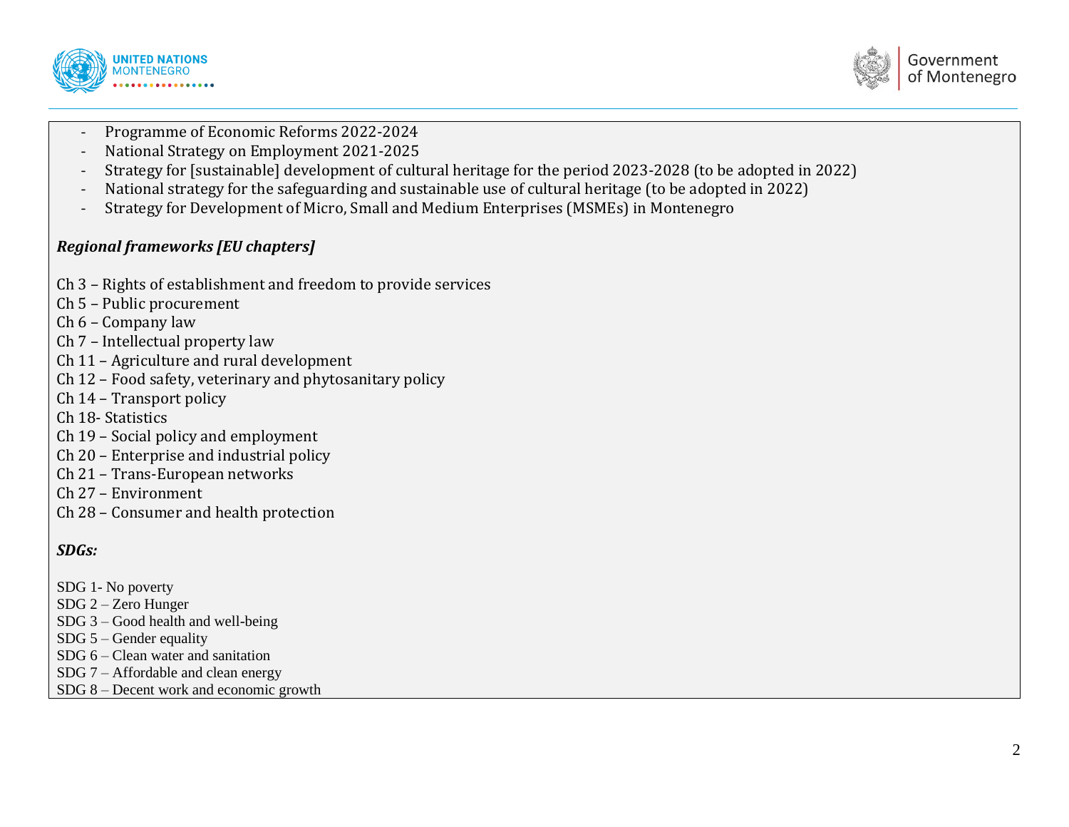- Programme of Economic Reforms 2022-2024
- National Strategy on Employment 2021-2025
- Strategy for [sustainable] development of cultural heritage for the period 2023-2028 (to be adopted in 2022)
- National strategy for the safeguarding and sustainable use of cultural heritage (to be adopted in 2022)
- Strategy for Development of Micro, Small and Medium Enterprises (MSMEs) in Montenegro

***Regional frameworks [EU chapters]***

Ch 3 – Rights of establishment and freedom to provide services
Ch 5 – Public procurement
Ch 6 – Company law
Ch 7 – Intellectual property law
Ch 11 – Agriculture and rural development
Ch 12 – Food safety, veterinary and phytosanitary policy
Ch 14 – Transport policy
Ch 18- Statistics
Ch 19 – Social policy and employment
Ch 20 – Enterprise and industrial policy
Ch 21 – Trans-European networks
Ch 27 – Environment
Ch 28 – Consumer and health protection

***SDGs:***

SDG 1- No poverty
SDG 2 – Zero Hunger
SDG 3 – Good health and well-being
SDG 5 – Gender equality
SDG 6 – Clean water and sanitation
SDG 7 – Affordable and clean energy
SDG 8 – Decent work and economic growth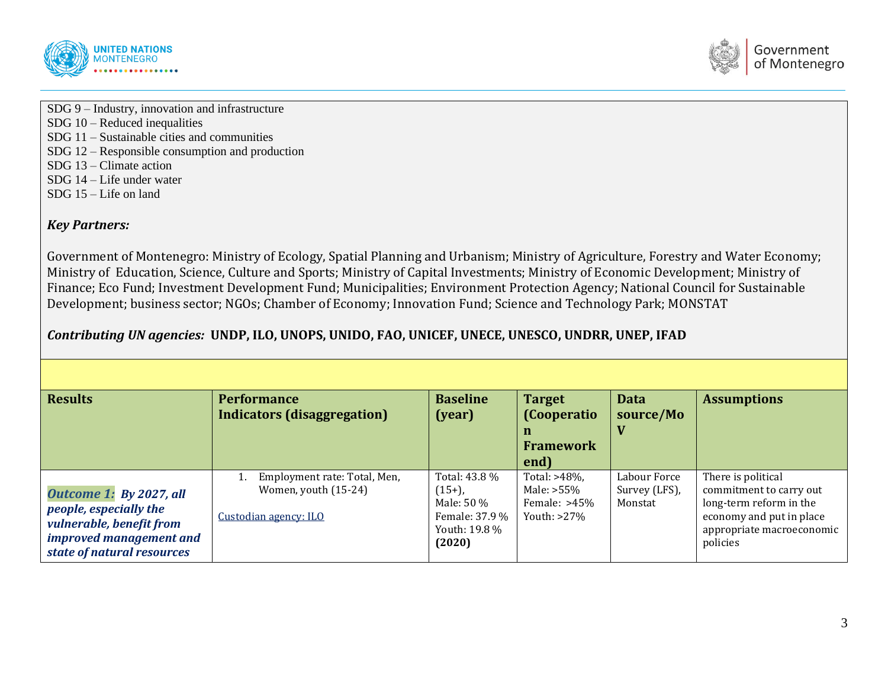SDG 9 – Industry, innovation and infrastructure
SDG 10 – Reduced inequalities
SDG 11 – Sustainable cities and communities
SDG 12 – Responsible consumption and production
SDG 13 – Climate action
SDG 14 – Life under water
SDG 15 – Life on land

***Key Partners:***

Government of Montenegro: Ministry of Ecology, Spatial Planning and Urbanism; Ministry of Agriculture, Forestry and Water Economy; Ministry of Education, Science, Culture and Sports; Ministry of Capital Investments; Ministry of Economic Development; Ministry of Finance; Eco Fund; Investment Development Fund; Municipalities; Environment Protection Agency; National Council for Sustainable Development; business sector; NGOs; Chamber of Economy; Innovation Fund; Science and Technology Park; MONSTAT

***Contributing UN agencies:*** **UNDP, ILO, UNOPS, UNIDO, FAO, UNICEF, UNECE, UNESCO, UNDRR, UNEP, IFAD**

| Results | Performance Indicators (disaggregation) | Baseline (year) | Target (Cooperation Framework end) | Data source/MoV | Assumptions |
|---|---|---|---|---|---|
| ***Outcome 1: By 2027, all people, especially the vulnerable, benefit from improved management and state of natural resources*** | 1. Employment rate: Total, Men, Women, youth (15-24)<br><br>Custodian agency: ILO | Total: 43.8 % (15+),<br>Male: 50 %<br>Female: 37.9 %<br>Youth: 19.8 %<br>**(2020)** | Total: >48%,<br>Male: >55%<br>Female: >45%<br>Youth: >27% | Labour Force Survey (LFS), Monstat | There is political commitment to carry out long-term reform in the economy and put in place appropriate macroeconomic policies |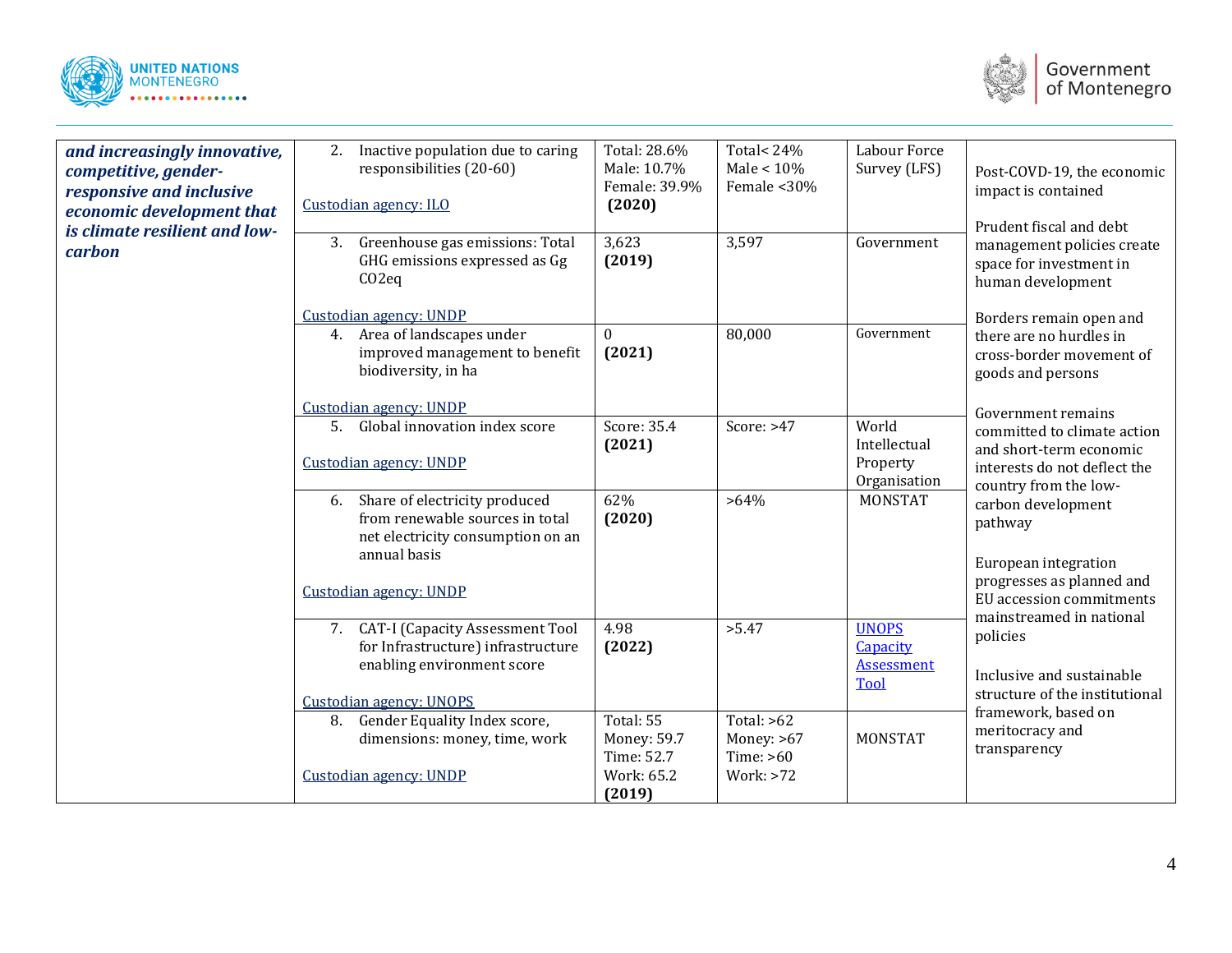| *and increasingly innovative, competitive, gender-responsive and inclusive economic development that is climate resilient and low-carbon* | 2. Inactive population due to caring responsibilities (20-60)<br><br>Custodian agency: ILO | Total: 28.6%<br>Male: 10.7%<br>Female: 39.9%<br>**(2020)** | Total< 24%<br>Male < 10%<br>Female <30% | Labour Force Survey (LFS) | Post-COVD-19, the economic impact is contained<br><br>Prudent fiscal and debt management policies create space for investment in human development<br><br>Borders remain open and there are no hurdles in cross-border movement of goods and persons<br><br>Government remains committed to climate action and short-term economic interests do not deflect the country from the low-carbon development pathway<br><br>European integration progresses as planned and EU accession commitments mainstreamed in national policies<br><br>Inclusive and sustainable structure of the institutional framework, based on meritocracy and transparency |
|---|---|---|---|---|---|
| | 3. Greenhouse gas emissions: Total GHG emissions expressed as Gg $CO_2$eq<br><br>Custodian agency: UNDP | 3,623<br>**(2019)** | 3,597 | Government | |
| | 4. Area of landscapes under improved management to benefit biodiversity, in ha<br><br>Custodian agency: UNDP | 0<br>**(2021)** | 80,000 | Government | |
| | 5. Global innovation index score<br><br>Custodian agency: UNDP | Score: 35.4<br>**(2021)** | Score: >47 | World Intellectual Property Organisation | |
| | 6. Share of electricity produced from renewable sources in total net electricity consumption on an annual basis<br><br>Custodian agency: UNDP | 62%<br>**(2020)** | >64% | MONSTAT | |
| | 7. CAT-I (Capacity Assessment Tool for Infrastructure) infrastructure enabling environment score<br><br>Custodian agency: UNOPS | 4.98<br>**(2022)** | >5.47 | UNOPS Capacity Assessment Tool | |
| | 8. Gender Equality Index score, dimensions: money, time, work<br><br>Custodian agency: UNDP | Total: 55<br>Money: 59.7<br>Time: 52.7<br>Work: 65.2<br>**(2019)** | Total: >62<br>Money: >67<br>Time: >60<br>Work: >72 | MONSTAT | |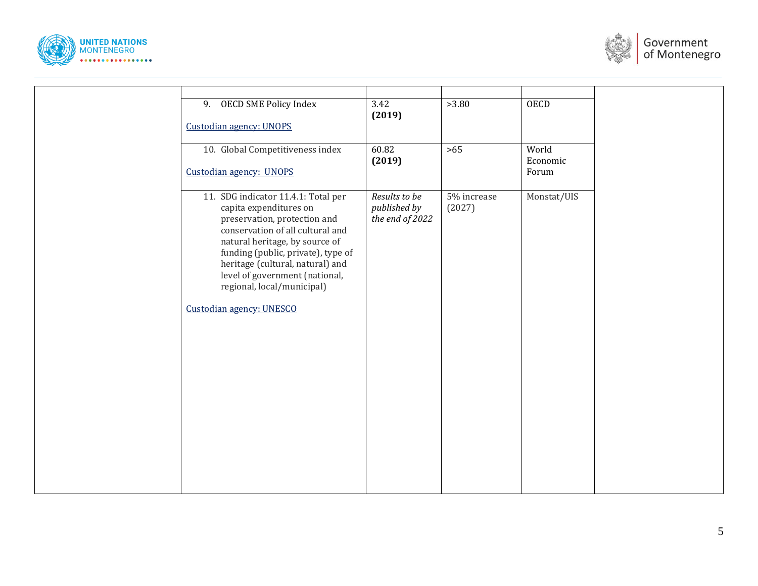| | | | | | |
|---|---|---|---|---|---|
| | 9. OECD SME Policy Index<br><br>Custodian agency: UNOPS | 3.42 **(2019)** | >3.80 | OECD | |
| | 10. Global Competitiveness index<br><br>Custodian agency: UNOPS | 60.82 **(2019)** | >65 | World Economic Forum | |
| | 11. SDG indicator 11.4.1: Total per capita expenditures on preservation, protection and conservation of all cultural and natural heritage, by source of funding (public, private), type of heritage (cultural, natural) and level of government (national, regional, local/municipal)<br><br>Custodian agency: UNESCO | *Results to be published by the end of 2022* | 5% increase (2027) | Monstat/UIS | |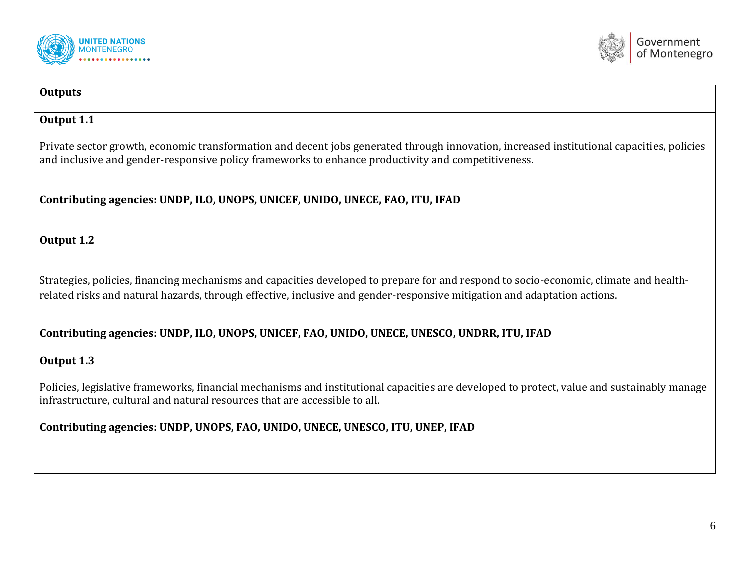| Outputs |
| --- |
| **Output 1.1**<br><br>Private sector growth, economic transformation and decent jobs generated through innovation, increased institutional capacities, policies and inclusive and gender-responsive policy frameworks to enhance productivity and competitiveness.<br><br>**Contributing agencies: UNDP, ILO, UNOPS, UNICEF, UNIDO, UNECE, FAO, ITU, IFAD** |
| **Output 1.2**<br><br>Strategies, policies, financing mechanisms and capacities developed to prepare for and respond to socio-economic, climate and health-related risks and natural hazards, through effective, inclusive and gender-responsive mitigation and adaptation actions.<br><br>**Contributing agencies: UNDP, ILO, UNOPS, UNICEF, FAO, UNIDO, UNECE, UNESCO, UNDRR, ITU, IFAD** |
| **Output 1.3**<br><br>Policies, legislative frameworks, financial mechanisms and institutional capacities are developed to protect, value and sustainably manage infrastructure, cultural and natural resources that are accessible to all.<br><br>**Contributing agencies: UNDP, UNOPS, FAO, UNIDO, UNECE, UNESCO, ITU, UNEP, IFAD** |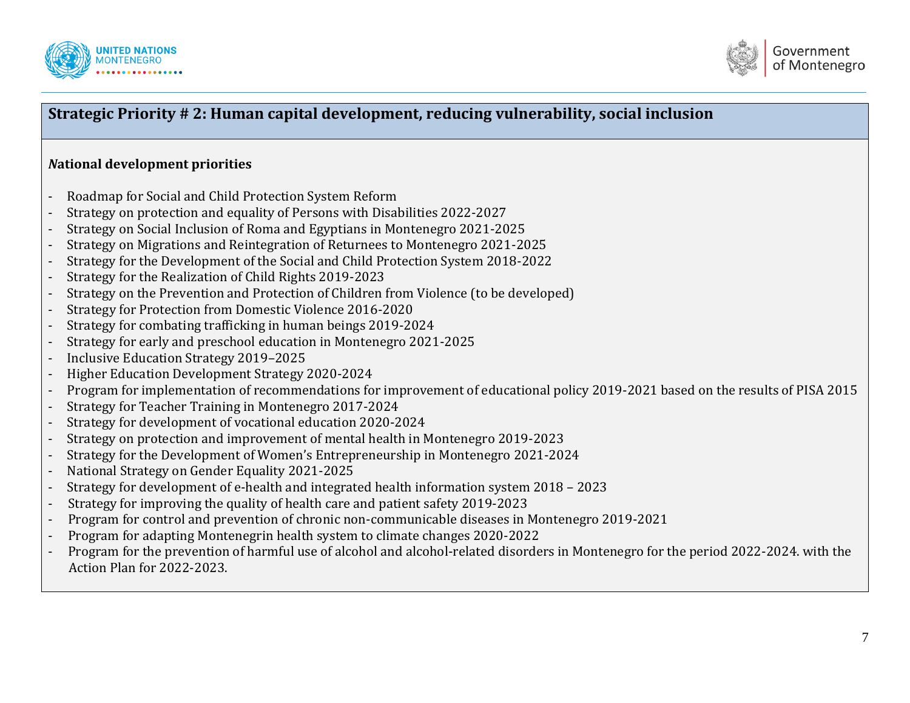## Strategic Priority # 2: Human capital development, reducing vulnerability, social inclusion

***N*ational development priorities**

- Roadmap for Social and Child Protection System Reform
- Strategy on protection and equality of Persons with Disabilities 2022-2027
- Strategy on Social Inclusion of Roma and Egyptians in Montenegro 2021-2025
- Strategy on Migrations and Reintegration of Returnees to Montenegro 2021-2025
- Strategy for the Development of the Social and Child Protection System 2018-2022
- Strategy for the Realization of Child Rights 2019-2023
- Strategy on the Prevention and Protection of Children from Violence (to be developed)
- Strategy for Protection from Domestic Violence 2016-2020
- Strategy for combating trafficking in human beings 2019-2024
- Strategy for early and preschool education in Montenegro 2021-2025
- Inclusive Education Strategy 2019–2025
- Higher Education Development Strategy 2020-2024
- Program for implementation of recommendations for improvement of educational policy 2019-2021 based on the results of PISA 2015
- Strategy for Teacher Training in Montenegro 2017-2024
- Strategy for development of vocational education 2020-2024
- Strategy on protection and improvement of mental health in Montenegro 2019-2023
- Strategy for the Development of Women's Entrepreneurship in Montenegro 2021-2024
- National Strategy on Gender Equality 2021-2025
- Strategy for development of e-health and integrated health information system 2018 – 2023
- Strategy for improving the quality of health care and patient safety 2019-2023
- Program for control and prevention of chronic non-communicable diseases in Montenegro 2019-2021
- Program for adapting Montenegrin health system to climate changes 2020-2022
- Program for the prevention of harmful use of alcohol and alcohol-related disorders in Montenegro for the period 2022-2024. with the Action Plan for 2022-2023.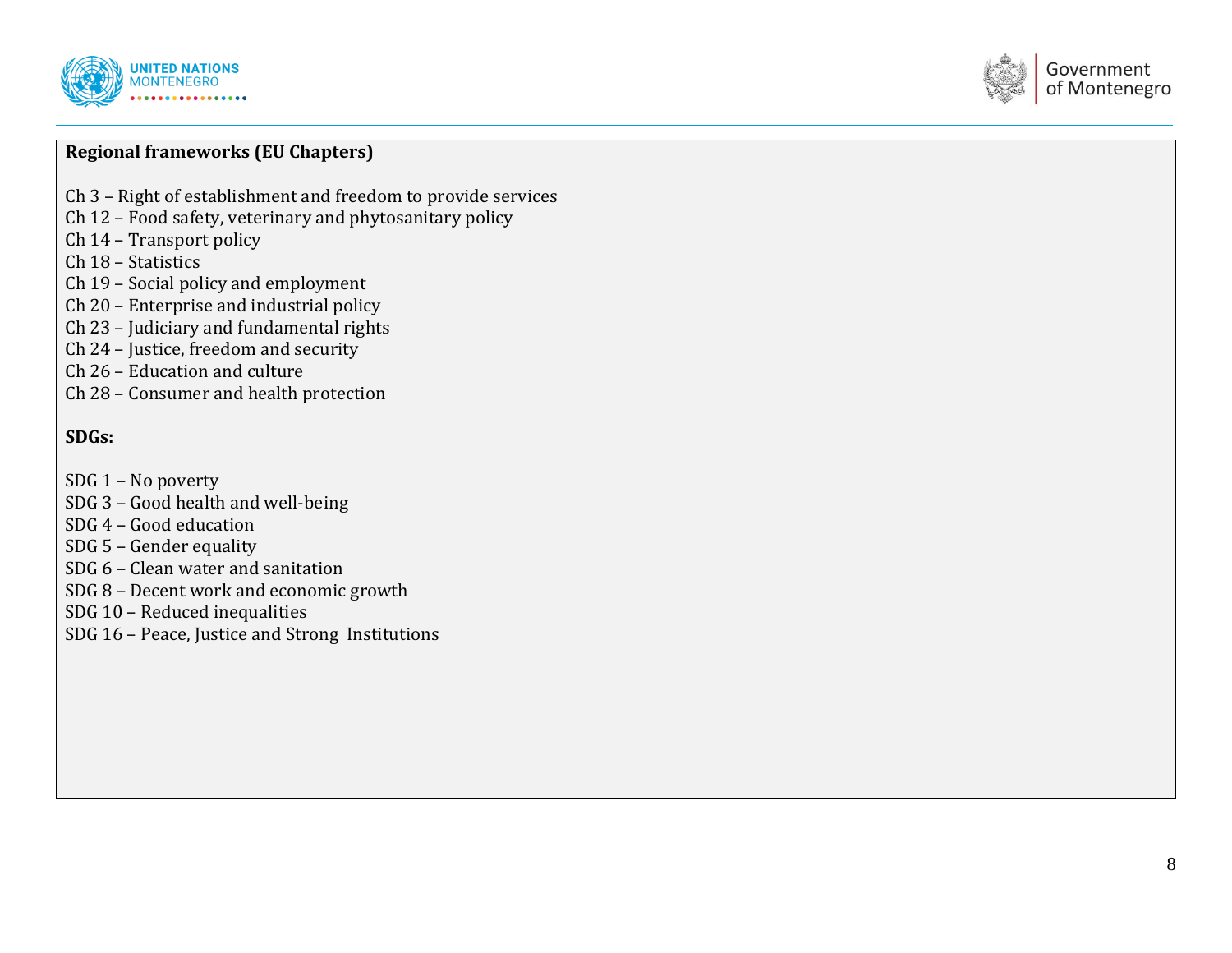**Regional frameworks (EU Chapters)**

Ch 3 – Right of establishment and freedom to provide services
Ch 12 – Food safety, veterinary and phytosanitary policy
Ch 14 – Transport policy
Ch 18 – Statistics
Ch 19 – Social policy and employment
Ch 20 – Enterprise and industrial policy
Ch 23 – Judiciary and fundamental rights
Ch 24 – Justice, freedom and security
Ch 26 – Education and culture
Ch 28 – Consumer and health protection

**SDGs:**

SDG 1 – No poverty
SDG 3 – Good health and well-being
SDG 4 – Good education
SDG 5 – Gender equality
SDG 6 – Clean water and sanitation
SDG 8 – Decent work and economic growth
SDG 10 – Reduced inequalities
SDG 16 – Peace, Justice and Strong Institutions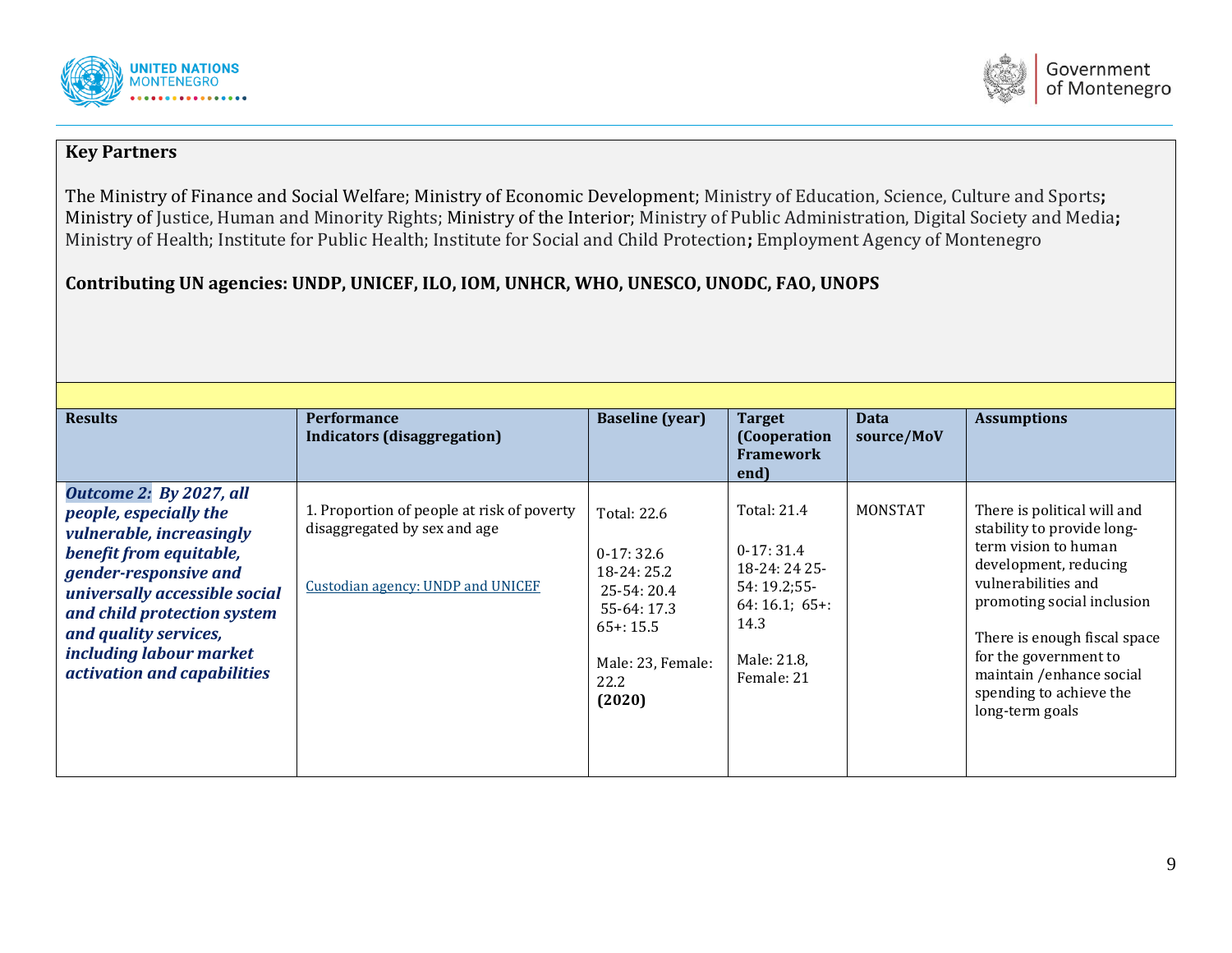**Key Partners**

The Ministry of Finance and Social Welfare; Ministry of Economic Development; Ministry of Education, Science, Culture and Sports**;** Ministry of Justice, Human and Minority Rights; Ministry of the Interior; Ministry of Public Administration, Digital Society and Media**;** Ministry of Health; Institute for Public Health; Institute for Social and Child Protection**;** Employment Agency of Montenegro

**Contributing UN agencies: UNDP, UNICEF, ILO, IOM, UNHCR, WHO, UNESCO, UNODC, FAO, UNOPS**

| **Results** | **Performance Indicators (disaggregation)** | **Baseline (year)** | **Target (Cooperation Framework end)** | **Data source/MoV** | **Assumptions** |
|---|---|---|---|---|---|
| ***Outcome 2: By 2027, all people, especially the vulnerable, increasingly benefit from equitable, gender-responsive and universally accessible social and child protection system and quality services, including labour market activation and capabilities*** | 1. Proportion of people at risk of poverty disaggregated by sex and age<br><br>Custodian agency: UNDP and UNICEF | Total: 22.6<br><br>0-17: 32.6<br>18-24: 25.2<br>25-54: 20.4<br>55-64: 17.3<br>65+: 15.5<br><br>Male: 23, Female: 22.2<br>**(2020)** | Total: 21.4<br><br>0-17: 31.4<br>18-24: 24 25-54: 19.2;55-64: 16.1; 65+: 14.3<br><br>Male: 21.8, Female: 21 | MONSTAT | There is political will and stability to provide long-term vision to human development, reducing vulnerabilities and promoting social inclusion<br><br>There is enough fiscal space for the government to maintain /enhance social spending to achieve the long-term goals |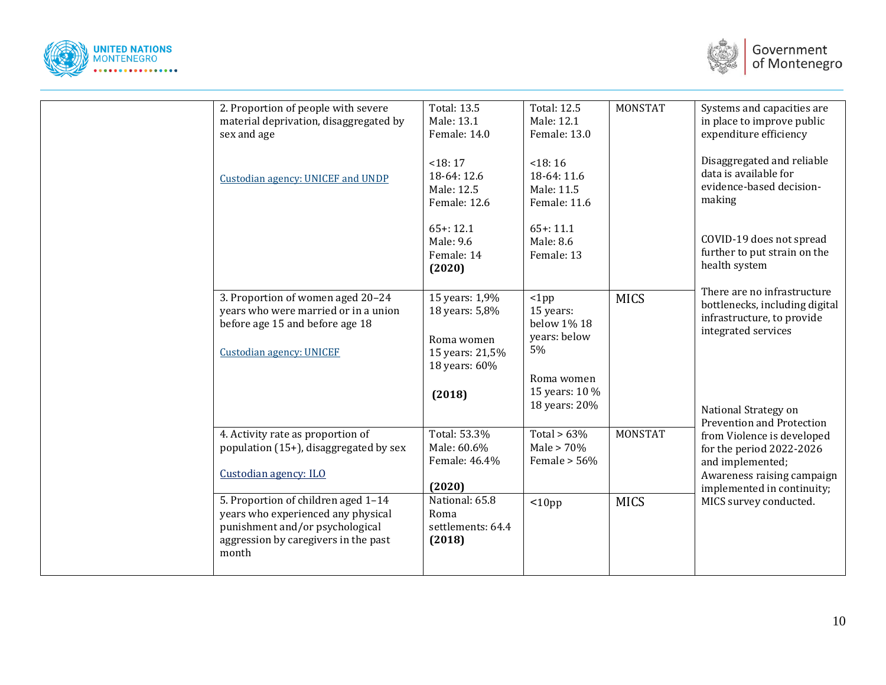|  |  |  |  |  |  |
|---|---|---|---|---|---|
|  | 2. Proportion of people with severe material deprivation, disaggregated by sex and age<br><br>Custodian agency: UNICEF and UNDP | Total: 13.5<br>Male: 13.1<br>Female: 14.0<br><br><18: 17<br>18-64: 12.6<br>Male: 12.5<br>Female: 12.6<br><br>65+: 12.1<br>Male: 9.6<br>Female: 14<br>**(2020)** | Total: 12.5<br>Male: 12.1<br>Female: 13.0<br><br><18: 16<br>18-64: 11.6<br>Male: 11.5<br>Female: 11.6<br><br>65+: 11.1<br>Male: 8.6<br>Female: 13 | MONSTAT | Systems and capacities are in place to improve public expenditure efficiency<br><br>Disaggregated and reliable data is available for evidence-based decision-making<br><br>COVID-19 does not spread further to put strain on the health system<br><br>There are no infrastructure bottlenecks, including digital infrastructure, to provide integrated services<br><br>National Strategy on Prevention and Protection from Violence is developed for the period 2022-2026 and implemented;<br>Awareness raising campaign implemented in continuity;<br>MICS survey conducted. |
|  | 3. Proportion of women aged 20–24 years who were married or in a union before age 15 and before age 18<br><br>Custodian agency: UNICEF | 15 years: 1,9%<br>18 years: 5,8%<br><br>Roma women<br>15 years: 21,5%<br>18 years: 60%<br><br>**(2018)** | <1pp<br>15 years: below 1% 18 years: below 5%<br><br>Roma women<br>15 years: 10 %<br>18 years: 20% | MICS |  |
|  | 4. Activity rate as proportion of population (15+), disaggregated by sex<br><br>Custodian agency: ILO | Total: 53.3%<br>Male: 60.6%<br>Female: 46.4%<br><br>**(2020)** | Total > 63%<br>Male > 70%<br>Female > 56% | MONSTAT |  |
|  | 5. Proportion of children aged 1–14 years who experienced any physical punishment and/or psychological aggression by caregivers in the past month | National: 65.8<br>Roma settlements: 64.4<br>**(2018)** | <10pp | MICS |  |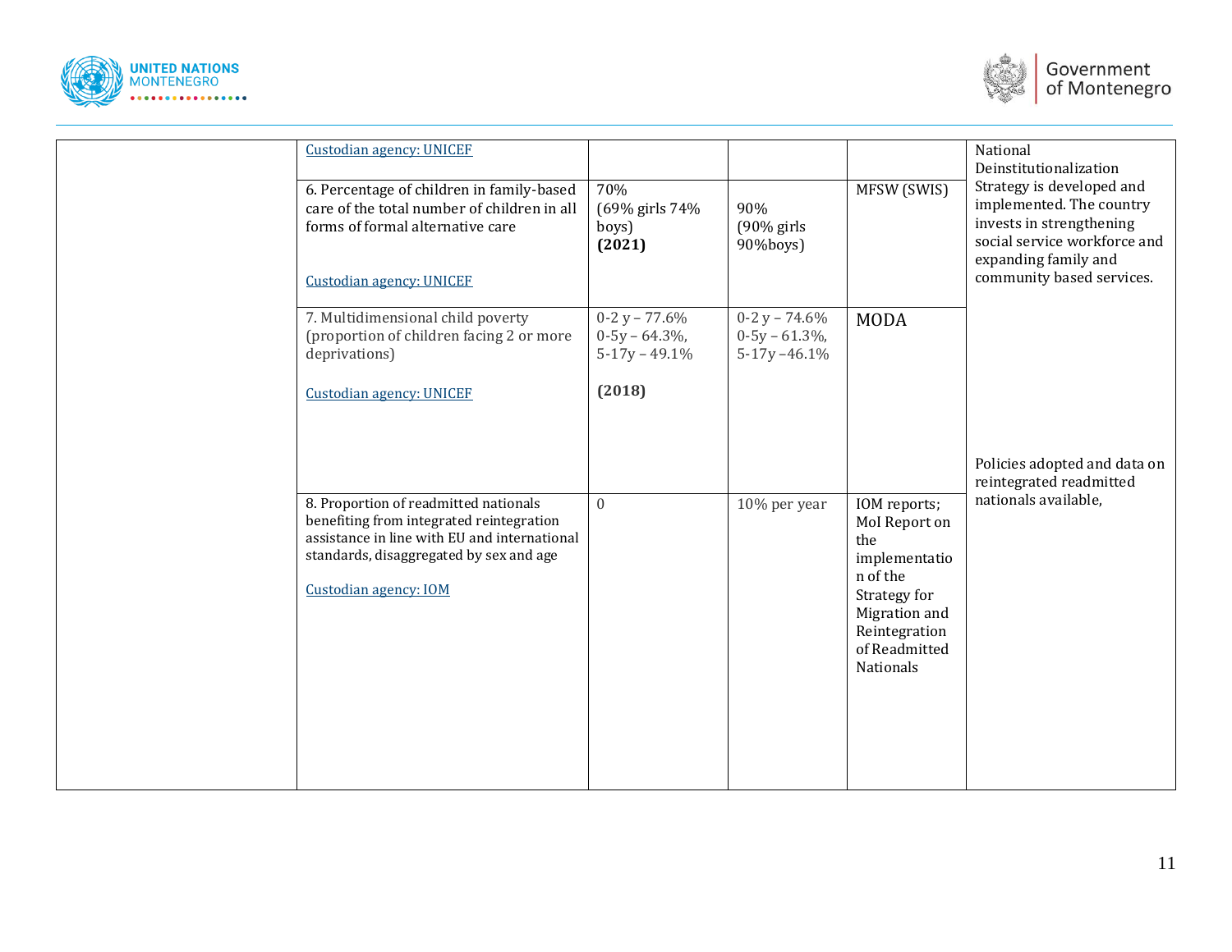| | | | | | |
|---|---|---|---|---|---|
| | Custodian agency: UNICEF | | | | National Deinstitutionalization Strategy is developed and implemented. The country invests in strengthening social service workforce and expanding family and community based services. |
| | 6. Percentage of children in family-based care of the total number of children in all forms of formal alternative care<br><br>Custodian agency: UNICEF | 70%<br>(69% girls 74% boys)<br>**(2021)** | 90%<br>(90% girls 90%boys) | MFSW (SWIS) | |
| | 7. Multidimensional child poverty (proportion of children facing 2 or more deprivations)<br><br>Custodian agency: UNICEF | 0-2 y – 77.6%<br>0-5y – 64.3%,<br>5-17y – 49.1%<br><br>**(2018)** | 0-2 y – 74.6%<br>0-5y – 61.3%,<br>5-17y –46.1% | MODA | Policies adopted and data on reintegrated readmitted nationals available, |
| | 8. Proportion of readmitted nationals benefiting from integrated reintegration assistance in line with EU and international standards, disaggregated by sex and age<br><br>Custodian agency: IOM | 0 | 10% per year | IOM reports; MoI Report on the implementation of the Strategy for Migration and Reintegration of Readmitted Nationals | |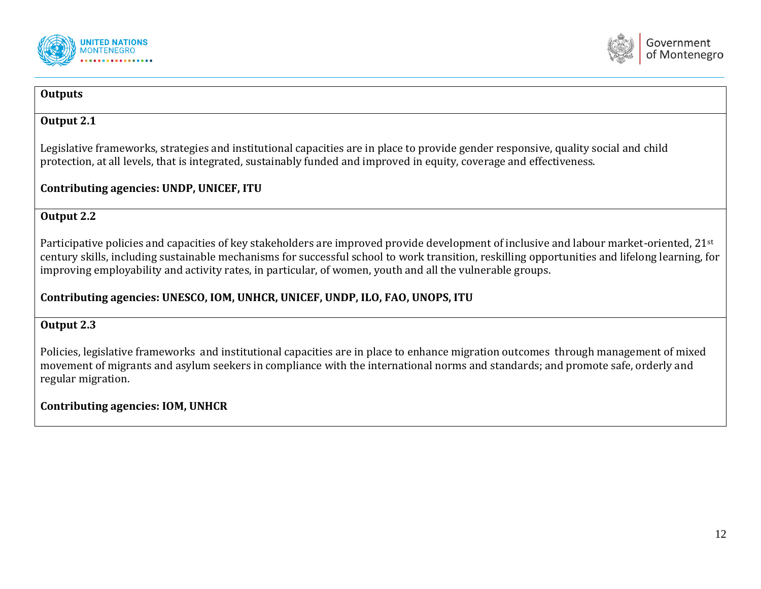| **Outputs** |
|---|
| **Output 2.1**<br><br>Legislative frameworks, strategies and institutional capacities are in place to provide gender responsive, quality social and child protection, at all levels, that is integrated, sustainably funded and improved in equity, coverage and effectiveness.<br><br>**Contributing agencies: UNDP, UNICEF, ITU** |
| **Output 2.2**<br><br>Participative policies and capacities of key stakeholders are improved provide development of inclusive and labour market-oriented, 21st century skills, including sustainable mechanisms for successful school to work transition, reskilling opportunities and lifelong learning, for improving employability and activity rates, in particular, of women, youth and all the vulnerable groups.<br><br>**Contributing agencies: UNESCO, IOM, UNHCR, UNICEF, UNDP, ILO, FAO, UNOPS, ITU** |
| **Output 2.3**<br><br>Policies, legislative frameworks and institutional capacities are in place to enhance migration outcomes through management of mixed movement of migrants and asylum seekers in compliance with the international norms and standards; and promote safe, orderly and regular migration.<br><br>**Contributing agencies: IOM, UNHCR** |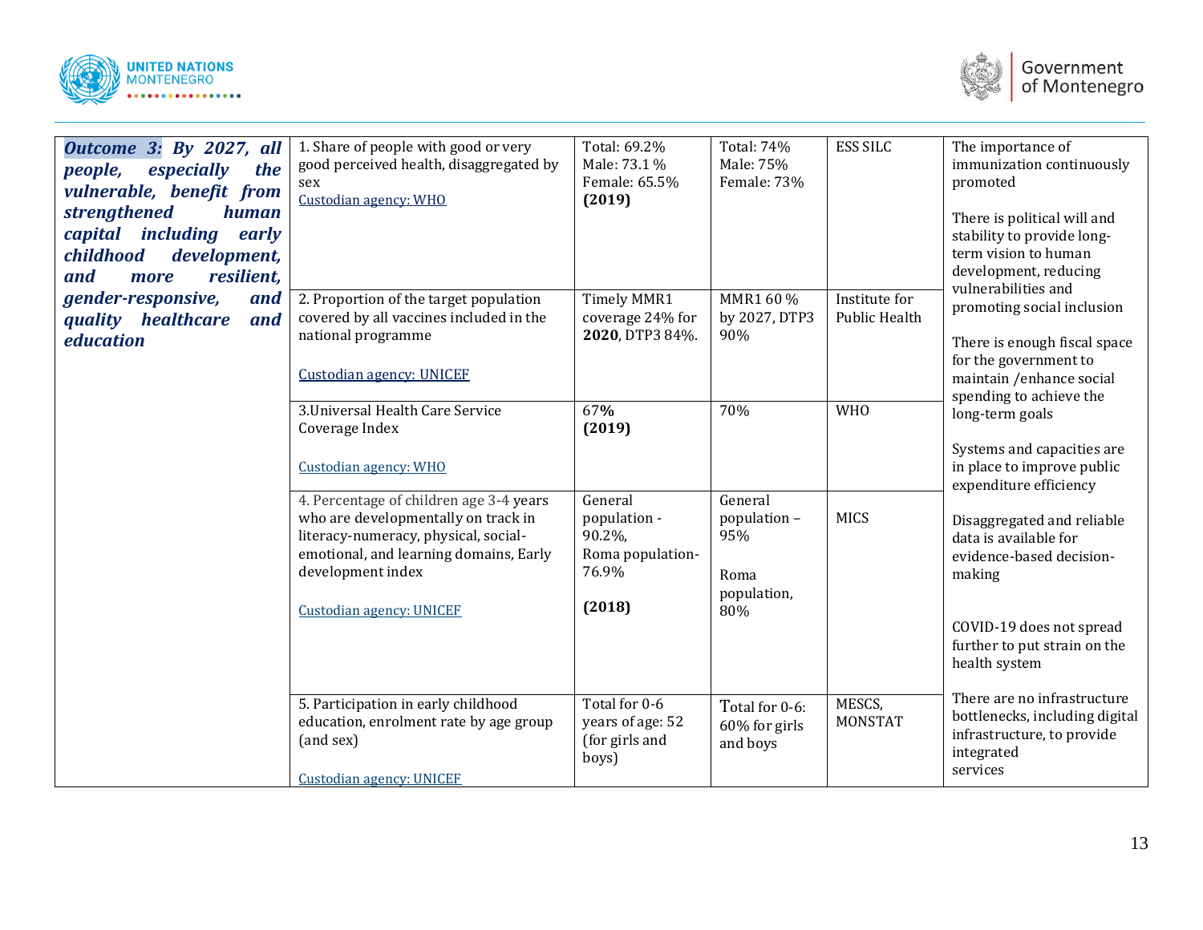| | | | | | |
|---|---|---|---|---|---|
| ***Outcome 3: By 2027, all people, especially the vulnerable, benefit from strengthened human capital including early childhood development, and more resilient, gender-responsive, and quality healthcare and education*** | 1. Share of people with good or very good perceived health, disaggregated by sex<br><br>Custodian agency: WHO | Total: 69.2%<br>Male: 73.1 %<br>Female: 65.5%<br>**(2019)** | Total: 74%<br>Male: 75%<br>Female: 73% | ESS SILC | The importance of immunization continuously promoted<br><br>There is political will and stability to provide long-term vision to human development, reducing vulnerabilities and promoting social inclusion<br><br>There is enough fiscal space for the government to maintain /enhance social spending to achieve the long-term goals<br><br>Systems and capacities are in place to improve public expenditure efficiency<br><br>Disaggregated and reliable data is available for evidence-based decision-making<br><br>COVID-19 does not spread further to put strain on the health system<br><br>There are no infrastructure bottlenecks, including digital infrastructure, to provide integrated services |
| | 2. Proportion of the target population covered by all vaccines included in the national programme<br><br>Custodian agency: UNICEF | Timely MMR1 coverage 24% for **2020**, DTP3 84%. | MMR1 60 % by 2027, DTP3 90% | Institute for Public Health | |
| | 3.Universal Health Care Service Coverage Index<br><br>Custodian agency: WHO | 67**%**<br>**(2019)** | 70% | WHO | |
| | 4. Percentage of children age 3-4 years who are developmentally on track in literacy-numeracy, physical, social-emotional, and learning domains, Early development index<br><br>Custodian agency: UNICEF | General population - 90.2%,<br>Roma population- 76.9%<br><br>**(2018)** | General population – 95%<br><br>Roma population, 80% | MICS | |
| | 5. Participation in early childhood education, enrolment rate by age group (and sex)<br><br>Custodian agency: UNICEF | Total for 0-6 years of age: 52 (for girls and boys) | Total for 0-6: 60% for girls and boys | MESCS, MONSTAT | |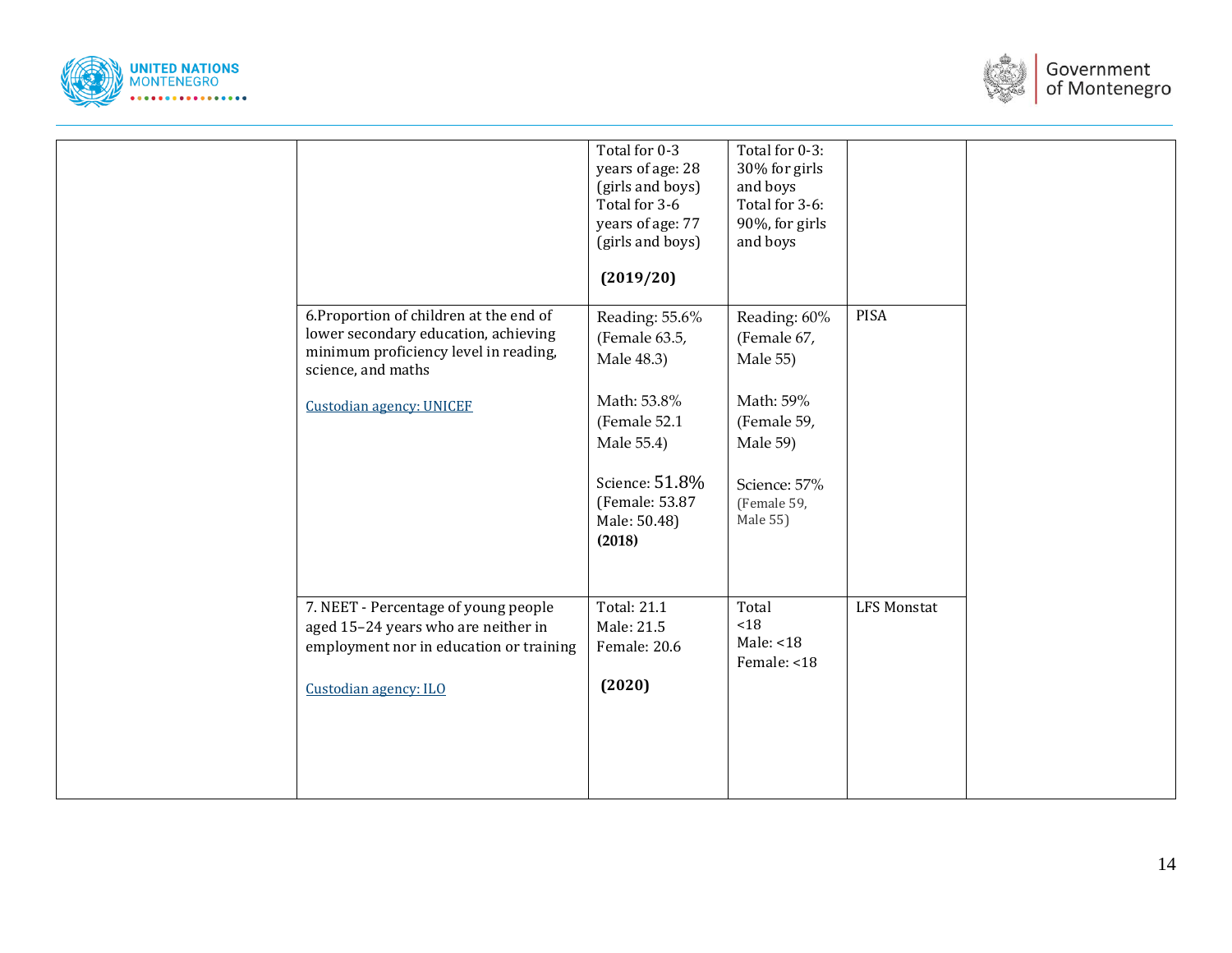| | | | | | |
|---|---|---|---|---|---|
| | | Total for 0-3 years of age: 28 (girls and boys)<br>Total for 3-6 years of age: 77 (girls and boys)<br><br>**(2019/20)** | Total for 0-3: 30% for girls and boys<br>Total for 3-6: 90%, for girls and boys | | |
| | 6.Proportion of children at the end of lower secondary education, achieving minimum proficiency level in reading, science, and maths<br><br>Custodian agency: UNICEF | Reading: 55.6% (Female 63.5, Male 48.3)<br><br>Math: 53.8% (Female 52.1 Male 55.4)<br><br>Science: 51.8% (Female: 53.87 Male: 50.48)<br>**(2018)** | Reading: 60% (Female 67, Male 55)<br><br>Math: 59% (Female 59, Male 59)<br><br>Science: 57% (Female 59, Male 55) | PISA | |
| | 7. NEET - Percentage of young people aged 15–24 years who are neither in employment nor in education or training<br><br>Custodian agency: ILO | Total: 21.1<br>Male: 21.5<br>Female: 20.6<br><br>**(2020)** | Total <18<br>Male: <18<br>Female: <18 | LFS Monstat | |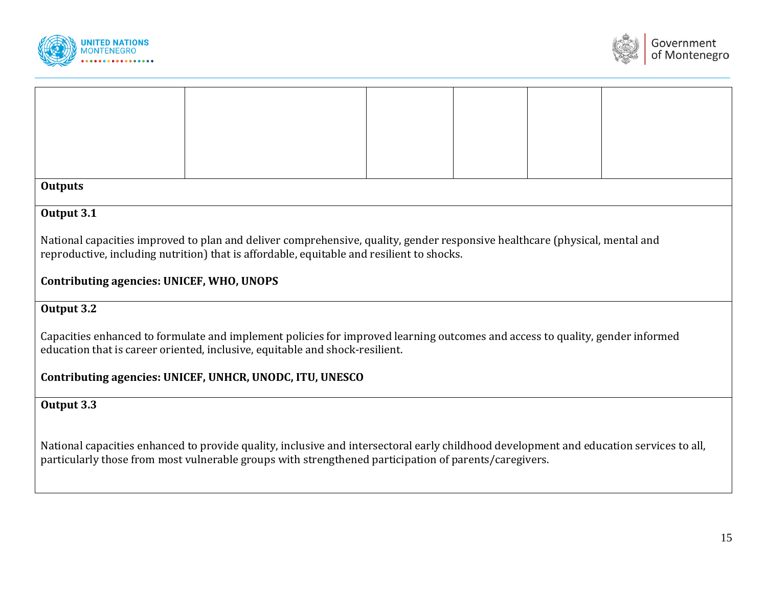| | | | | | |
|---|---|---|---|---|---|
| | | | | | |
| **Outputs** | | | | | |
| **Output 3.1**<br><br>National capacities improved to plan and deliver comprehensive, quality, gender responsive healthcare (physical, mental and reproductive, including nutrition) that is affordable, equitable and resilient to shocks.<br><br>**Contributing agencies: UNICEF, WHO, UNOPS** | | | | | |
| **Output 3.2**<br><br>Capacities enhanced to formulate and implement policies for improved learning outcomes and access to quality, gender informed education that is career oriented, inclusive, equitable and shock-resilient.<br><br>**Contributing agencies: UNICEF, UNHCR, UNODC, ITU, UNESCO** | | | | | |
| **Output 3.3**<br><br>National capacities enhanced to provide quality, inclusive and intersectoral early childhood development and education services to all, particularly those from most vulnerable groups with strengthened participation of parents/caregivers. | | | | | |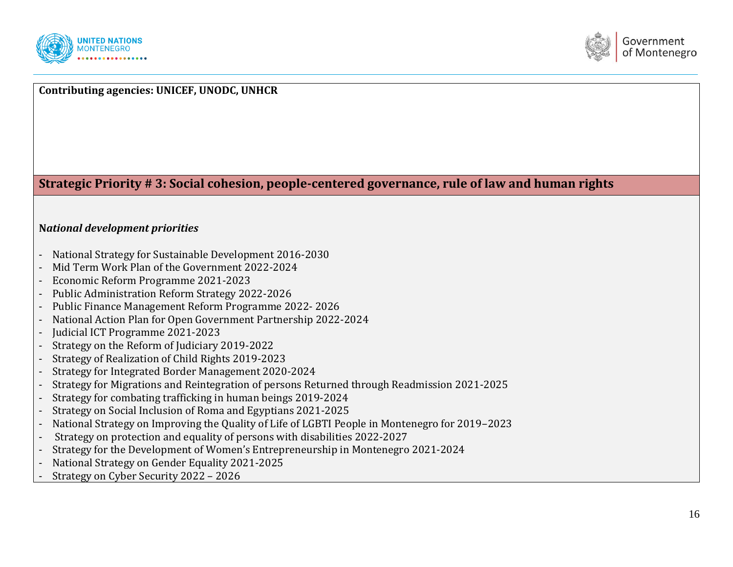**Contributing agencies: UNICEF, UNODC, UNHCR**

## Strategic Priority # 3: Social cohesion, people-centered governance, rule of law and human rights

***National development priorities***

- National Strategy for Sustainable Development 2016-2030
- Mid Term Work Plan of the Government 2022-2024
- Economic Reform Programme 2021-2023
- Public Administration Reform Strategy 2022-2026
- Public Finance Management Reform Programme 2022- 2026
- National Action Plan for Open Government Partnership 2022-2024
- Judicial ICT Programme 2021-2023
- Strategy on the Reform of Judiciary 2019-2022
- Strategy of Realization of Child Rights 2019-2023
- Strategy for Integrated Border Management 2020-2024
- Strategy for Migrations and Reintegration of persons Returned through Readmission 2021-2025
- Strategy for combating trafficking in human beings 2019-2024
- Strategy on Social Inclusion of Roma and Egyptians 2021-2025
- National Strategy on Improving the Quality of Life of LGBTI People in Montenegro for 2019–2023
- Strategy on protection and equality of persons with disabilities 2022-2027
- Strategy for the Development of Women's Entrepreneurship in Montenegro 2021-2024
- National Strategy on Gender Equality 2021-2025
- Strategy on Cyber Security 2022 – 2026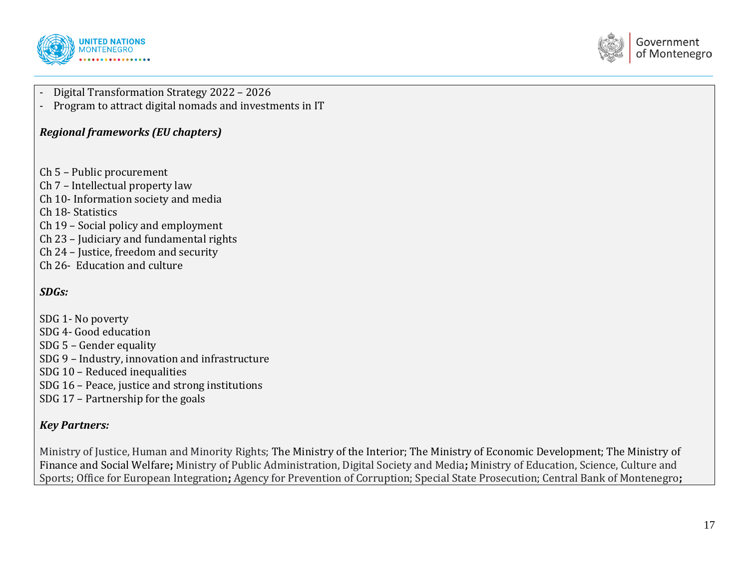- Digital Transformation Strategy 2022 – 2026
- Program to attract digital nomads and investments in IT

***Regional frameworks (EU chapters)***

Ch 5 – Public procurement
Ch 7 – Intellectual property law
Ch 10- Information society and media
Ch 18- Statistics
Ch 19 – Social policy and employment
Ch 23 – Judiciary and fundamental rights
Ch 24 – Justice, freedom and security
Ch 26- Education and culture

***SDGs:***

SDG 1- No poverty
SDG 4- Good education
SDG 5 – Gender equality
SDG 9 – Industry, innovation and infrastructure
SDG 10 – Reduced inequalities
SDG 16 – Peace, justice and strong institutions
SDG 17 – Partnership for the goals

***Key Partners:***

Ministry of Justice, Human and Minority Rights; The Ministry of the Interior; The Ministry of Economic Development; The Ministry of Finance and Social Welfare**;** Ministry of Public Administration, Digital Society and Media**;** Ministry of Education, Science, Culture and Sports; Office for European Integration**;** Agency for Prevention of Corruption; Special State Prosecution; Central Bank of Montenegro**;**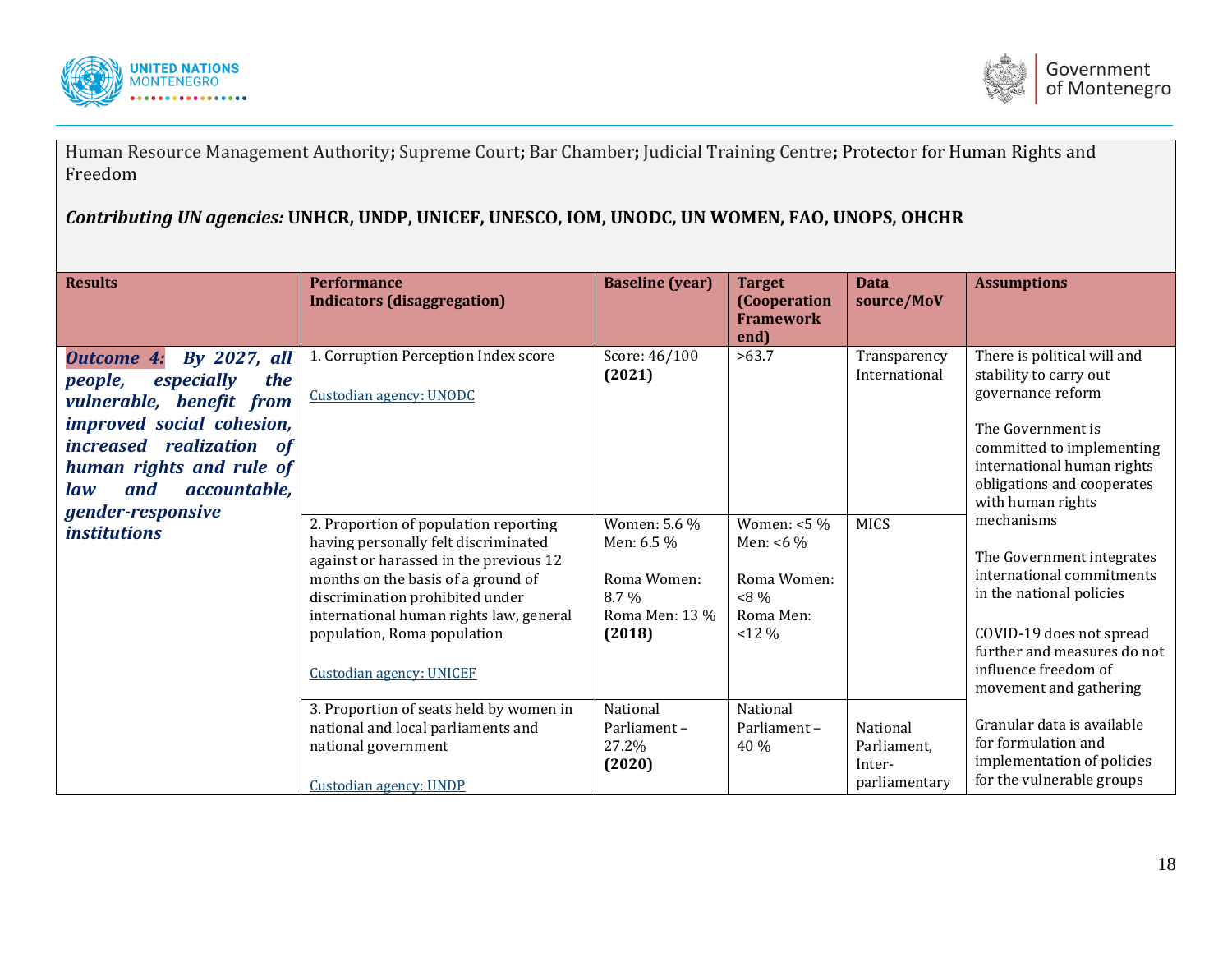Human Resource Management Authority; Supreme Court; Bar Chamber; Judicial Training Centre; Protector for Human Rights and Freedom

***Contributing UN agencies:*** **UNHCR, UNDP, UNICEF, UNESCO, IOM, UNODC, UN WOMEN, FAO, UNOPS, OHCHR**

| Results | Performance Indicators (disaggregation) | Baseline (year) | Target (Cooperation Framework end) | Data source/MoV | Assumptions |
|---|---|---|---|---|---|
| ***Outcome 4: By 2027, all people, especially the vulnerable, benefit from improved social cohesion, increased realization of human rights and rule of law and accountable, gender-responsive institutions*** | 1. Corruption Perception Index score<br><br>Custodian agency: UNODC | Score: 46/100 **(2021)** | >63.7 | Transparency International | There is political will and stability to carry out governance reform<br><br>The Government is committed to implementing international human rights obligations and cooperates with human rights mechanisms<br><br>The Government integrates international commitments in the national policies<br><br>COVID-19 does not spread further and measures do not influence freedom of movement and gathering<br><br>Granular data is available for formulation and implementation of policies for the vulnerable groups |
| | 2. Proportion of population reporting having personally felt discriminated against or harassed in the previous 12 months on the basis of a ground of discrimination prohibited under international human rights law, general population, Roma population<br><br>Custodian agency: UNICEF | Women: 5.6 %<br>Men: 6.5 %<br><br>Roma Women: 8.7 %<br>Roma Men: 13 %<br>**(2018)** | Women: <5 %<br>Men: <6 %<br><br>Roma Women: <8 %<br>Roma Men: <12 % | MICS | |
| | 3. Proportion of seats held by women in national and local parliaments and national government<br><br>Custodian agency: UNDP | National Parliament – 27.2%<br>**(2020)** | National Parliament – 40 % | National Parliament, Inter-parliamentary | |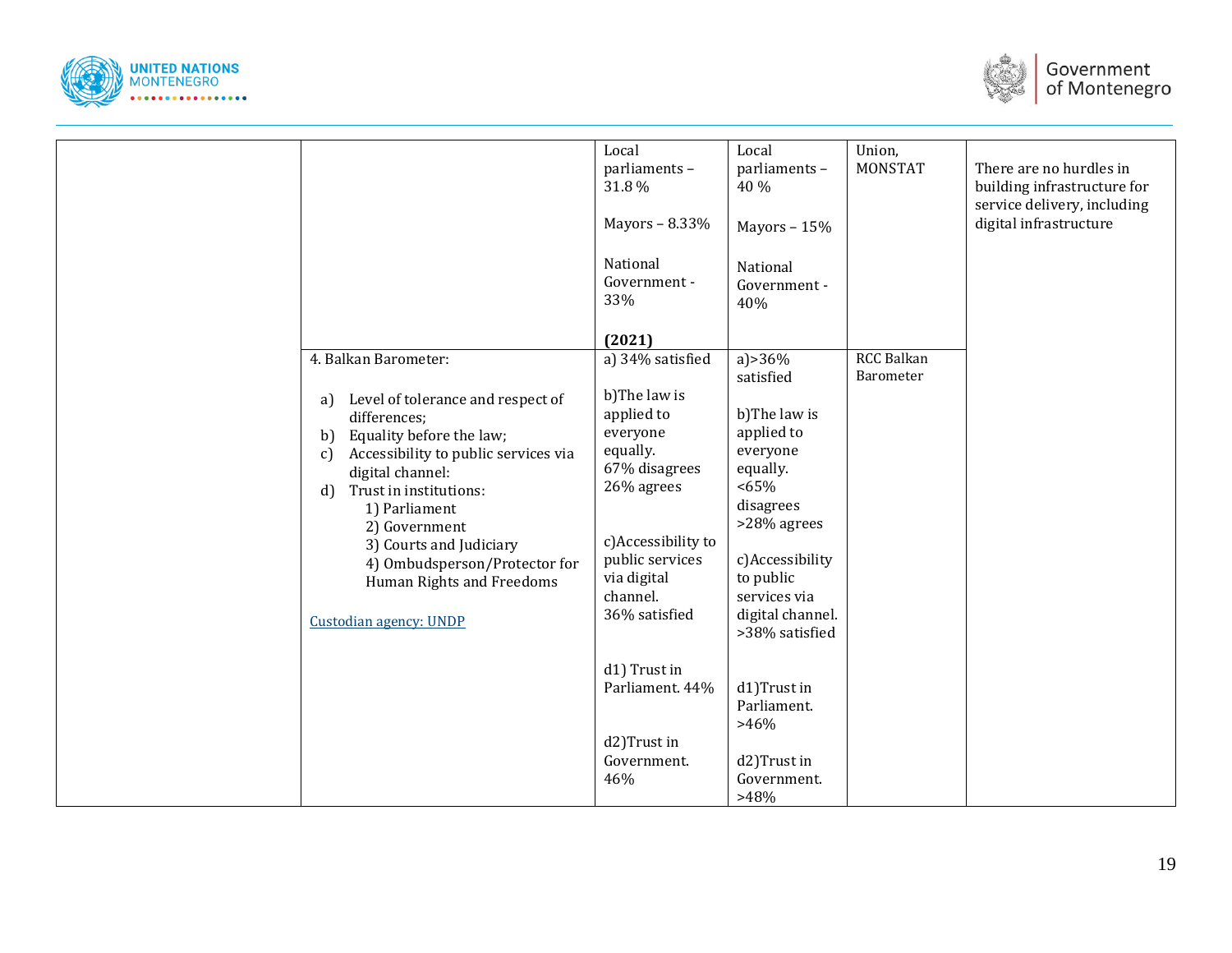| | | | | | |
|---|---|---|---|---|---|
| | | Local parliaments – 31.8 %<br><br>Mayors – 8.33%<br><br>National Government - 33%<br><br>**(2021)** | Local parliaments – 40 %<br><br>Mayors – 15%<br><br>National Government - 40% | Union, MONSTAT | There are no hurdles in building infrastructure for service delivery, including digital infrastructure |
| | 4. Balkan Barometer:<br><br>a) Level of tolerance and respect of differences;<br>b) Equality before the law;<br>c) Accessibility to public services via digital channel:<br>d) Trust in institutions:<br>1) Parliament<br>2) Government<br>3) Courts and Judiciary<br>4) Ombudsperson/Protector for Human Rights and Freedoms<br><br>Custodian agency: UNDP | a) 34% satisfied<br><br>b)The law is applied to everyone equally.<br>67% disagrees<br>26% agrees<br><br>c)Accessibility to public services via digital channel.<br>36% satisfied<br><br>d1) Trust in Parliament. 44%<br><br>d2)Trust in Government. 46% | a)>36% satisfied<br><br>b)The law is applied to everyone equally.<br><65% disagrees<br>>28% agrees<br><br>c)Accessibility to public services via digital channel.<br>>38% satisfied<br><br>d1)Trust in Parliament. >46%<br><br>d2)Trust in Government. >48% | RCC Balkan Barometer | |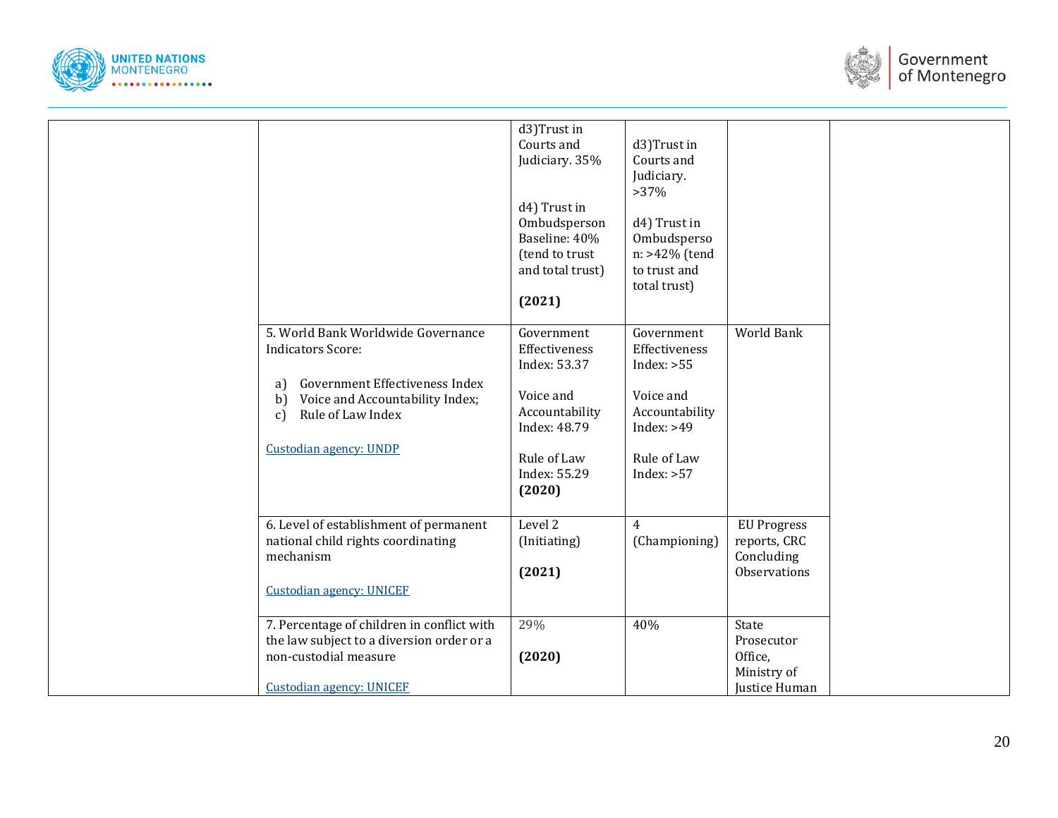| | | | | | |
|---|---|---|---|---|---|
| | | d3)Trust in Courts and Judiciary. 35%<br><br>d4) Trust in Ombudsperson Baseline: 40% (tend to trust and total trust)<br><br>**(2021)** | d3)Trust in Courts and Judiciary. >37%<br><br>d4) Trust in Ombudsperson: >42% (tend to trust and total trust) | | |
| | 5. World Bank Worldwide Governance Indicators Score:<br><br>a) Government Effectiveness Index<br>b) Voice and Accountability Index;<br>c) Rule of Law Index<br><br>Custodian agency: UNDP | Government Effectiveness Index: 53.37<br><br>Voice and Accountability Index: 48.79<br><br>Rule of Law Index: 55.29<br>**(2020)** | Government Effectiveness Index: >55<br><br>Voice and Accountability Index: >49<br><br>Rule of Law Index: >57 | World Bank | |
| | 6. Level of establishment of permanent national child rights coordinating mechanism<br><br>Custodian agency: UNICEF | Level 2 (Initiating)<br><br>**(2021)** | 4 (Championing) | EU Progress reports, CRC Concluding Observations | |
| | 7. Percentage of children in conflict with the law subject to a diversion order or a non-custodial measure<br><br>Custodian agency: UNICEF | 29%<br><br>**(2020)** | 40% | State Prosecutor Office, Ministry of Justice Human | |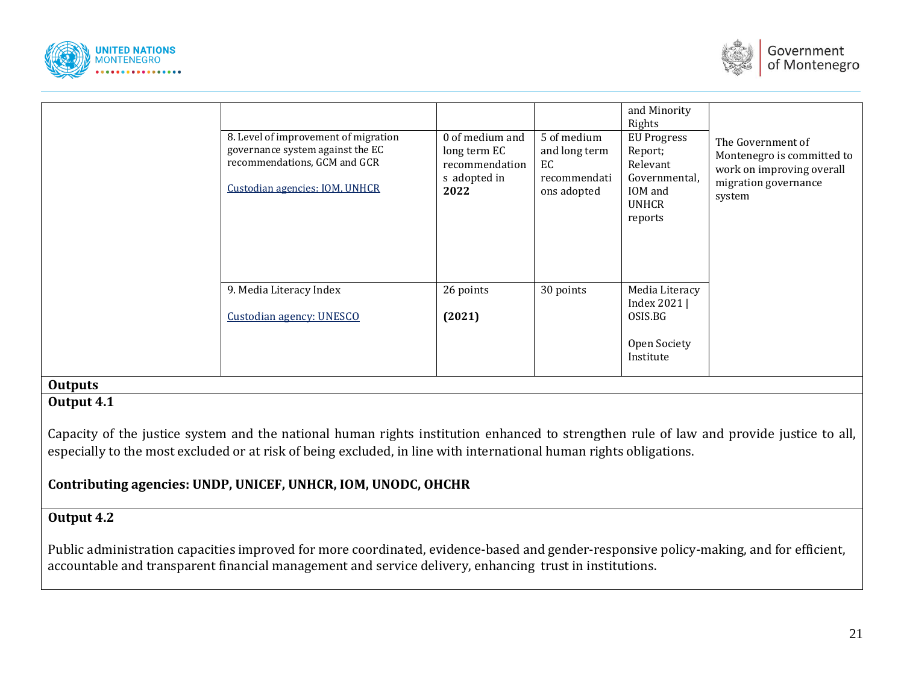| | | | | | |
|---|---|---|---|---|---|
| | | | | and Minority Rights | |
| | 8. Level of improvement of migration governance system against the EC recommendations, GCM and GCR<br><br>Custodian agencies: IOM, UNHCR | 0 of medium and long term EC recommendations adopted in **2022** | 5 of medium and long term EC recommendations adopted | EU Progress Report; Relevant Governmental, IOM and UNHCR reports | The Government of Montenegro is committed to work on improving overall migration governance system |
| | 9. Media Literacy Index<br><br>Custodian agency: UNESCO | 26 points<br><br>**(2021)** | 30 points | Media Literacy Index 2021 \| OSIS.BG<br><br>Open Society Institute | |

**Outputs**

**Output 4.1**

Capacity of the justice system and the national human rights institution enhanced to strengthen rule of law and provide justice to all, especially to the most excluded or at risk of being excluded, in line with international human rights obligations.

**Contributing agencies: UNDP, UNICEF, UNHCR, IOM, UNODC, OHCHR**

**Output 4.2**

Public administration capacities improved for more coordinated, evidence-based and gender-responsive policy-making, and for efficient, accountable and transparent financial management and service delivery, enhancing trust in institutions.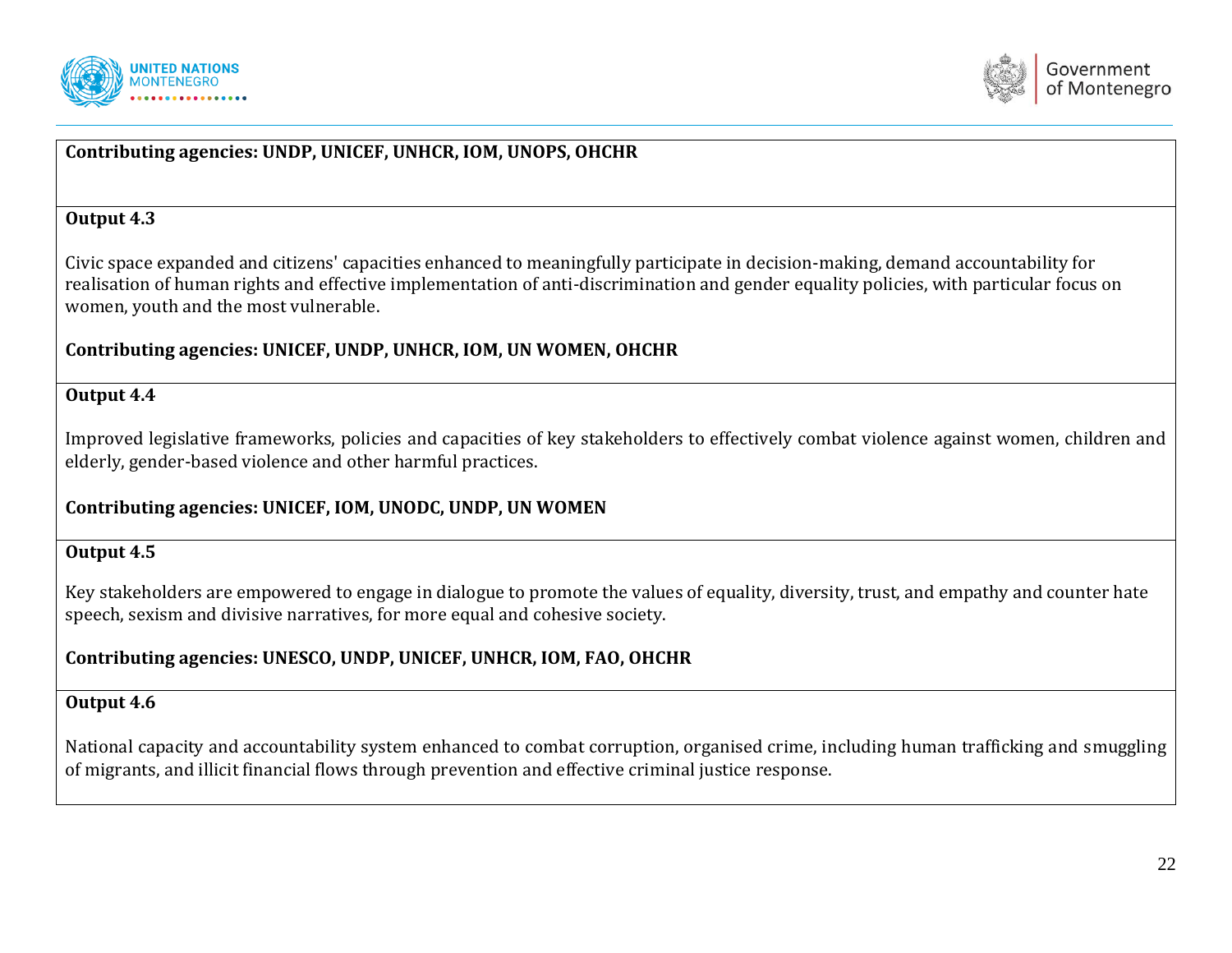| **Contributing agencies: UNDP, UNICEF, UNHCR, IOM, UNOPS, OHCHR** |
| --- |
| **Output 4.3**<br><br>Civic space expanded and citizens' capacities enhanced to meaningfully participate in decision-making, demand accountability for realisation of human rights and effective implementation of anti-discrimination and gender equality policies, with particular focus on women, youth and the most vulnerable.<br><br>**Contributing agencies: UNICEF, UNDP, UNHCR, IOM, UN WOMEN, OHCHR** |
| **Output 4.4**<br><br>Improved legislative frameworks, policies and capacities of key stakeholders to effectively combat violence against women, children and elderly, gender-based violence and other harmful practices.<br><br>**Contributing agencies: UNICEF, IOM, UNODC, UNDP, UN WOMEN** |
| **Output 4.5**<br><br>Key stakeholders are empowered to engage in dialogue to promote the values of equality, diversity, trust, and empathy and counter hate speech, sexism and divisive narratives, for more equal and cohesive society.<br><br>**Contributing agencies: UNESCO, UNDP, UNICEF, UNHCR, IOM, FAO, OHCHR** |
| **Output 4.6**<br><br>National capacity and accountability system enhanced to combat corruption, organised crime, including human trafficking and smuggling of migrants, and illicit financial flows through prevention and effective criminal justice response. |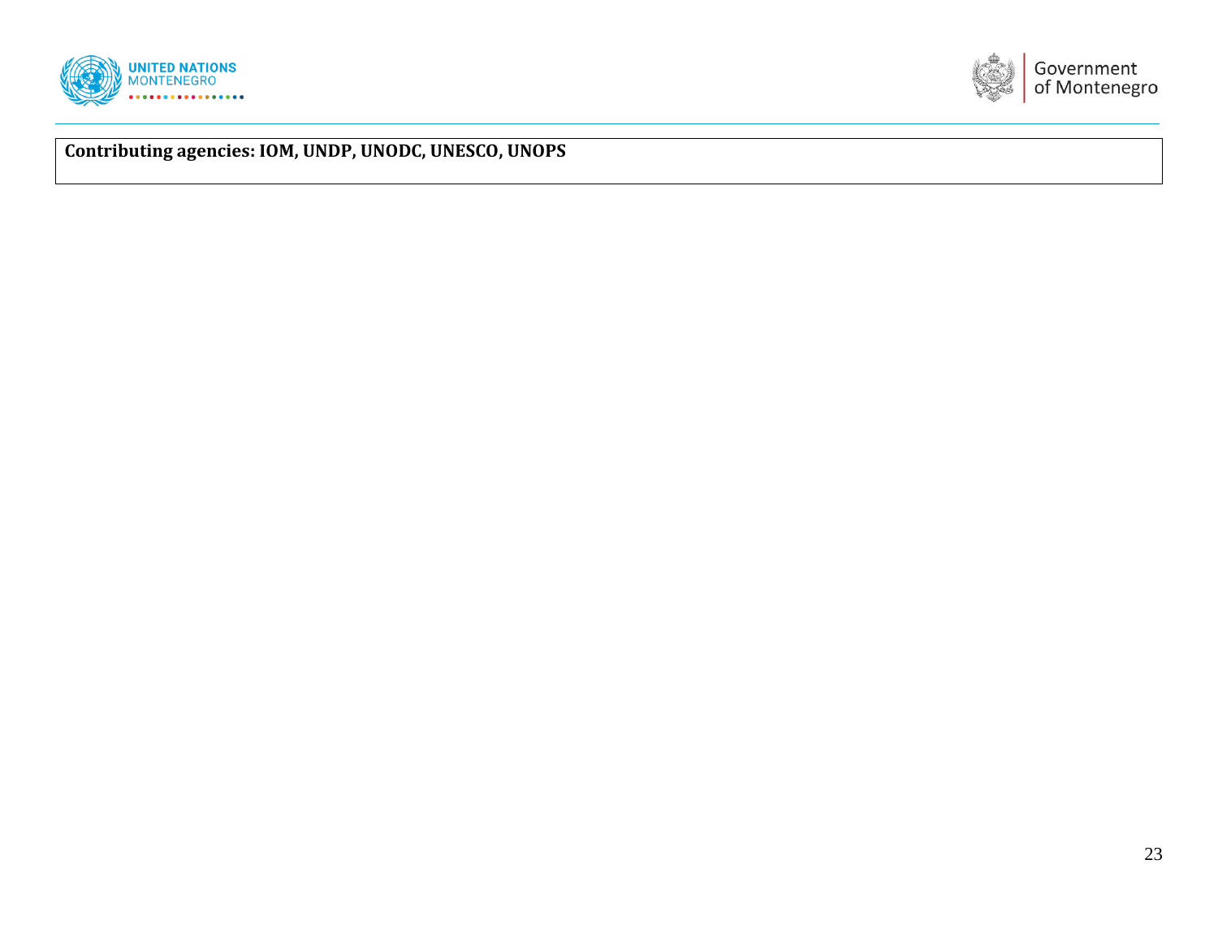**Contributing agencies: IOM, UNDP, UNODC, UNESCO, UNOPS**